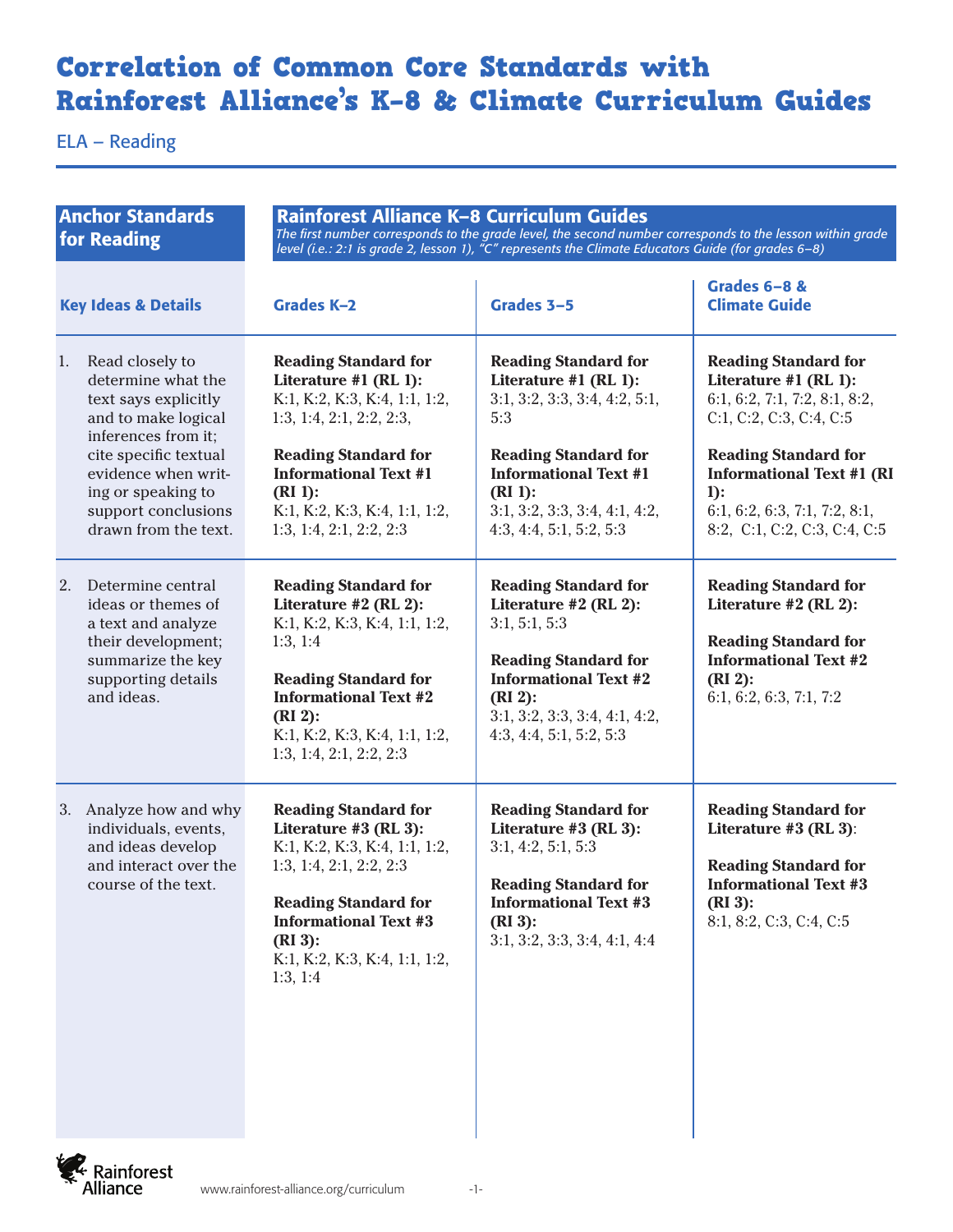# Correlation of Common Core Standards with Rainforest Alliance's K-8 & Climate Curriculum Guides

ELA – Reading

| Anchor Standards for Reading | Rainforest Alliance K–8 Curriculum Guides *The first number corresponds to the grade level, the second number corresponds to the lesson within grade level (i.e.: 2:1 is grade 2, lesson 1), "C" represents the Climate Educators Guide (for grades 6–8)* | | |
|---|---|---|---|
| **Key Ideas & Details** | **Grades K–2** | **Grades 3–5** | **Grades 6–8 & Climate Guide** |
| 1. Read closely to determine what the text says explicitly and to make logical inferences from it; cite specific textual evidence when writing or speaking to support conclusions drawn from the text. | **Reading Standard for Literature #1 (RL 1):** K:1, K:2, K:3, K:4, 1:1, 1:2, 1:3, 1:4, 2:1, 2:2, 2:3,<br><br>**Reading Standard for Informational Text #1 (RI 1):** K:1, K:2, K:3, K:4, 1:1, 1:2, 1:3, 1:4, 2:1, 2:2, 2:3 | **Reading Standard for Literature #1 (RL 1):** 3:1, 3:2, 3:3, 3:4, 4:2, 5:1, 5:3<br><br>**Reading Standard for Informational Text #1 (RI 1):** 3:1, 3:2, 3:3, 3:4, 4:1, 4:2, 4:3, 4:4, 5:1, 5:2, 5:3 | **Reading Standard for Literature #1 (RL 1):** 6:1, 6:2, 7:1, 7:2, 8:1, 8:2, C:1, C:2, C:3, C:4, C:5<br><br>**Reading Standard for Informational Text #1 (RI 1):** 6:1, 6:2, 6:3, 7:1, 7:2, 8:1, 8:2, C:1, C:2, C:3, C:4, C:5 |
| 2. Determine central ideas or themes of a text and analyze their development; summarize the key supporting details and ideas. | **Reading Standard for Literature #2 (RL 2):** K:1, K:2, K:3, K:4, 1:1, 1:2, 1:3, 1:4<br><br>**Reading Standard for Informational Text #2 (RI 2):** K:1, K:2, K:3, K:4, 1:1, 1:2, 1:3, 1:4, 2:1, 2:2, 2:3 | **Reading Standard for Literature #2 (RL 2):** 3:1, 5:1, 5:3<br><br>**Reading Standard for Informational Text #2 (RI 2):** 3:1, 3:2, 3:3, 3:4, 4:1, 4:2, 4:3, 4:4, 5:1, 5:2, 5:3 | **Reading Standard for Literature #2 (RL 2):**<br><br>**Reading Standard for Informational Text #2 (RI 2):** 6:1, 6:2, 6:3, 7:1, 7:2 |
| 3. Analyze how and why individuals, events, and ideas develop and interact over the course of the text. | **Reading Standard for Literature #3 (RL 3):** K:1, K:2, K:3, K:4, 1:1, 1:2, 1:3, 1:4, 2:1, 2:2, 2:3<br><br>**Reading Standard for Informational Text #3 (RI 3):** K:1, K:2, K:3, K:4, 1:1, 1:2, 1:3, 1:4 | **Reading Standard for Literature #3 (RL 3):** 3:1, 4:2, 5:1, 5:3<br><br>**Reading Standard for Informational Text #3 (RI 3):** 3:1, 3:2, 3:3, 3:4, 4:1, 4:4 | **Reading Standard for Literature #3 (RL 3)**:<br><br>**Reading Standard for Informational Text #3 (RI 3):** 8:1, 8:2, C:3, C:4, C:5 |

Rainforest Alliance www.rainforest-alliance.org/curriculum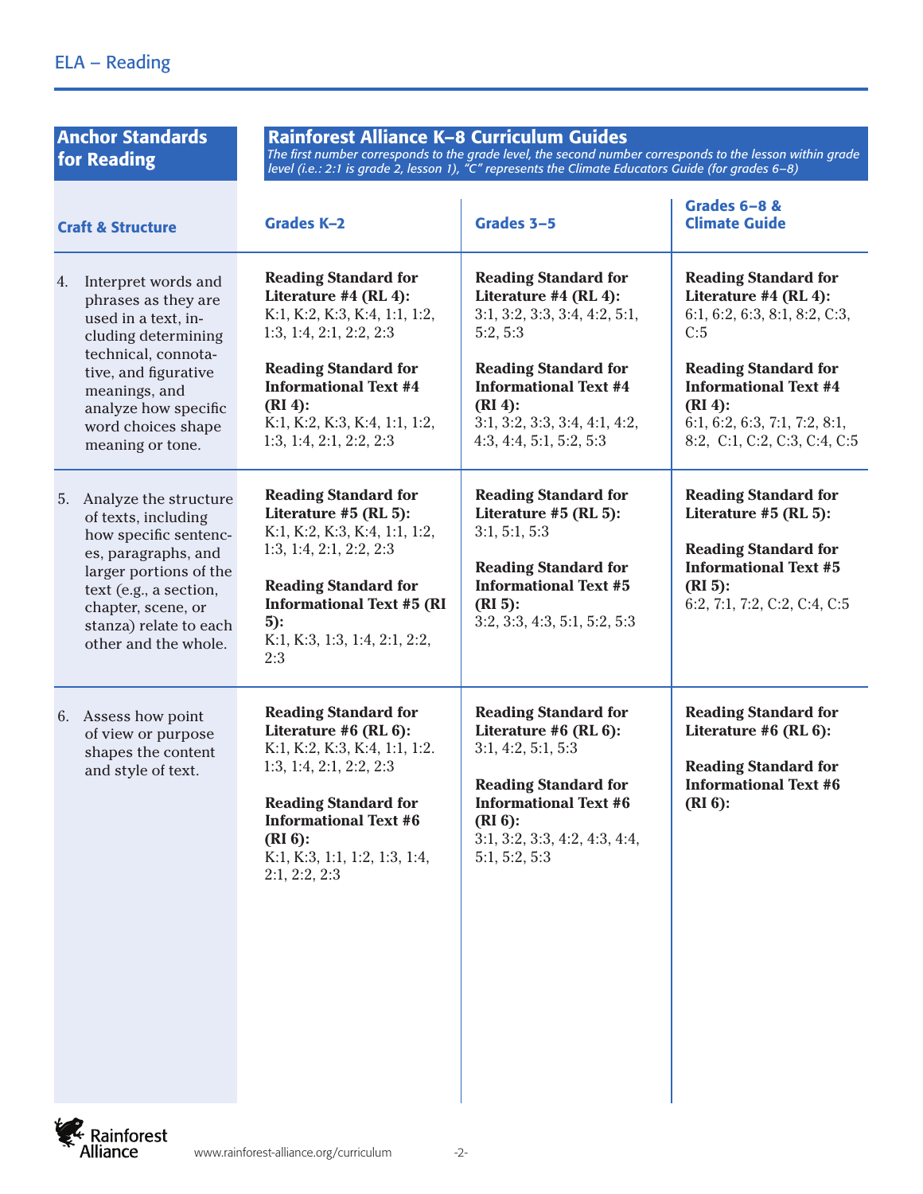## ELA – Reading

| Anchor Standards for Reading | Rainforest Alliance K–8 Curriculum Guides *The first number corresponds to the grade level, the second number corresponds to the lesson within grade level (i.e.: 2:1 is grade 2, lesson 1), "C" represents the Climate Educators Guide (for grades 6–8)* | | |
|---|---|---|---|
| **Craft & Structure** | **Grades K–2** | **Grades 3–5** | **Grades 6–8 & Climate Guide** |
| 4. Interpret words and phrases as they are used in a text, including determining technical, connotative, and figurative meanings, and analyze how specific word choices shape meaning or tone. | **Reading Standard for Literature #4 (RL 4):** K:1, K:2, K:3, K:4, 1:1, 1:2, 1:3, 1:4, 2:1, 2:2, 2:3<br><br>**Reading Standard for Informational Text #4 (RI 4):** K:1, K:2, K:3, K:4, 1:1, 1:2, 1:3, 1:4, 2:1, 2:2, 2:3 | **Reading Standard for Literature #4 (RL 4):** 3:1, 3:2, 3:3, 3:4, 4:2, 5:1, 5:2, 5:3<br><br>**Reading Standard for Informational Text #4 (RI 4):** 3:1, 3:2, 3:3, 3:4, 4:1, 4:2, 4:3, 4:4, 5:1, 5:2, 5:3 | **Reading Standard for Literature #4 (RL 4):** 6:1, 6:2, 6:3, 8:1, 8:2, C:3, C:5<br><br>**Reading Standard for Informational Text #4 (RI 4):** 6:1, 6:2, 6:3, 7:1, 7:2, 8:1, 8:2, C:1, C:2, C:3, C:4, C:5 |
| 5. Analyze the structure of texts, including how specific sentences, paragraphs, and larger portions of the text (e.g., a section, chapter, scene, or stanza) relate to each other and the whole. | **Reading Standard for Literature #5 (RL 5):** K:1, K:2, K:3, K:4, 1:1, 1:2, 1:3, 1:4, 2:1, 2:2, 2:3<br><br>**Reading Standard for Informational Text #5 (RI 5):** K:1, K:3, 1:3, 1:4, 2:1, 2:2, 2:3 | **Reading Standard for Literature #5 (RL 5):** 3:1, 5:1, 5:3<br><br>**Reading Standard for Informational Text #5 (RI 5):** 3:2, 3:3, 4:3, 5:1, 5:2, 5:3 | **Reading Standard for Literature #5 (RL 5):**<br><br>**Reading Standard for Informational Text #5 (RI 5):** 6:2, 7:1, 7:2, C:2, C:4, C:5 |
| 6. Assess how point of view or purpose shapes the content and style of text. | **Reading Standard for Literature #6 (RL 6):** K:1, K:2, K:3, K:4, 1:1, 1:2. 1:3, 1:4, 2:1, 2:2, 2:3<br><br>**Reading Standard for Informational Text #6 (RI 6):** K:1, K:3, 1:1, 1:2, 1:3, 1:4, 2:1, 2:2, 2:3 | **Reading Standard for Literature #6 (RL 6):** 3:1, 4:2, 5:1, 5:3<br><br>**Reading Standard for Informational Text #6 (RI 6):** 3:1, 3:2, 3:3, 4:2, 4:3, 4:4, 5:1, 5:2, 5:3 | **Reading Standard for Literature #6 (RL 6):**<br><br>**Reading Standard for Informational Text #6 (RI 6):** |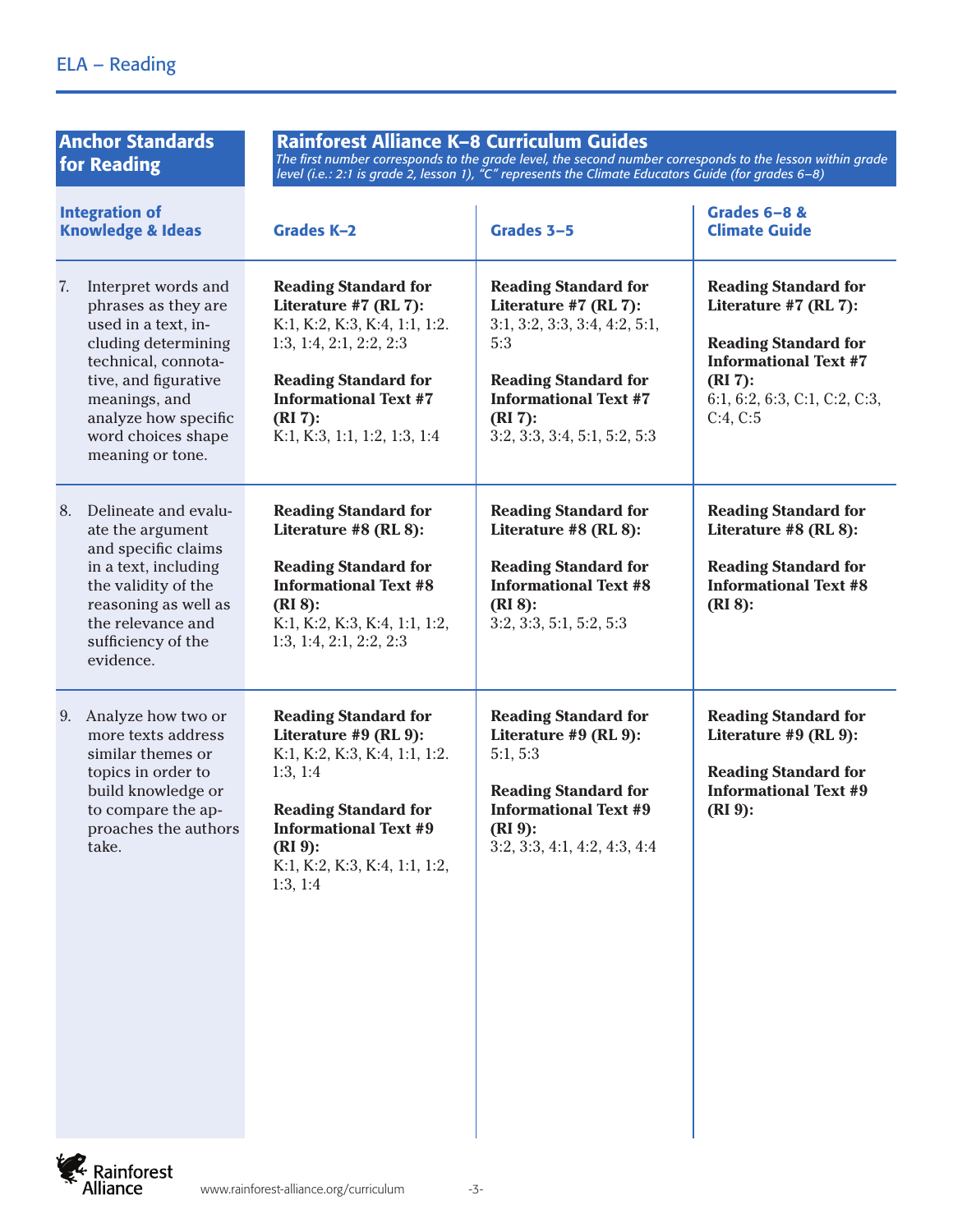## ELA – Reading

| Anchor Standards for Reading | Rainforest Alliance K–8 Curriculum Guides *The first number corresponds to the grade level, the second number corresponds to the lesson within grade level (i.e.: 2:1 is grade 2, lesson 1), "C" represents the Climate Educators Guide (for grades 6–8)* | | |
|---|---|---|---|
| **Integration of Knowledge & Ideas** | **Grades K–2** | **Grades 3–5** | **Grades 6–8 & Climate Guide** |
| 7. Interpret words and phrases as they are used in a text, including determining technical, connotative, and figurative meanings, and analyze how specific word choices shape meaning or tone. | **Reading Standard for Literature #7 (RL 7):** K:1, K:2, K:3, K:4, 1:1, 1:2. 1:3, 1:4, 2:1, 2:2, 2:3<br><br>**Reading Standard for Informational Text #7 (RI 7):** K:1, K:3, 1:1, 1:2, 1:3, 1:4 | **Reading Standard for Literature #7 (RL 7):** 3:1, 3:2, 3:3, 3:4, 4:2, 5:1, 5:3<br><br>**Reading Standard for Informational Text #7 (RI 7):** 3:2, 3:3, 3:4, 5:1, 5:2, 5:3 | **Reading Standard for Literature #7 (RL 7):**<br><br>**Reading Standard for Informational Text #7 (RI 7):** 6:1, 6:2, 6:3, C:1, C:2, C:3, C:4, C:5 |
| 8. Delineate and evaluate the argument and specific claims in a text, including the validity of the reasoning as well as the relevance and sufficiency of the evidence. | **Reading Standard for Literature #8 (RL 8):**<br><br>**Reading Standard for Informational Text #8 (RI 8):** K:1, K:2, K:3, K:4, 1:1, 1:2, 1:3, 1:4, 2:1, 2:2, 2:3 | **Reading Standard for Literature #8 (RL 8):**<br><br>**Reading Standard for Informational Text #8 (RI 8):** 3:2, 3:3, 5:1, 5:2, 5:3 | **Reading Standard for Literature #8 (RL 8):**<br><br>**Reading Standard for Informational Text #8 (RI 8):** |
| 9. Analyze how two or more texts address similar themes or topics in order to build knowledge or to compare the approaches the authors take. | **Reading Standard for Literature #9 (RL 9):** K:1, K:2, K:3, K:4, 1:1, 1:2. 1:3, 1:4<br><br>**Reading Standard for Informational Text #9 (RI 9):** K:1, K:2, K:3, K:4, 1:1, 1:2, 1:3, 1:4 | **Reading Standard for Literature #9 (RL 9):** 5:1, 5:3<br><br>**Reading Standard for Informational Text #9 (RI 9):** 3:2, 3:3, 4:1, 4:2, 4:3, 4:4 | **Reading Standard for Literature #9 (RL 9):**<br><br>**Reading Standard for Informational Text #9 (RI 9):** |

Rainforest Alliance www.rainforest-alliance.org/curriculum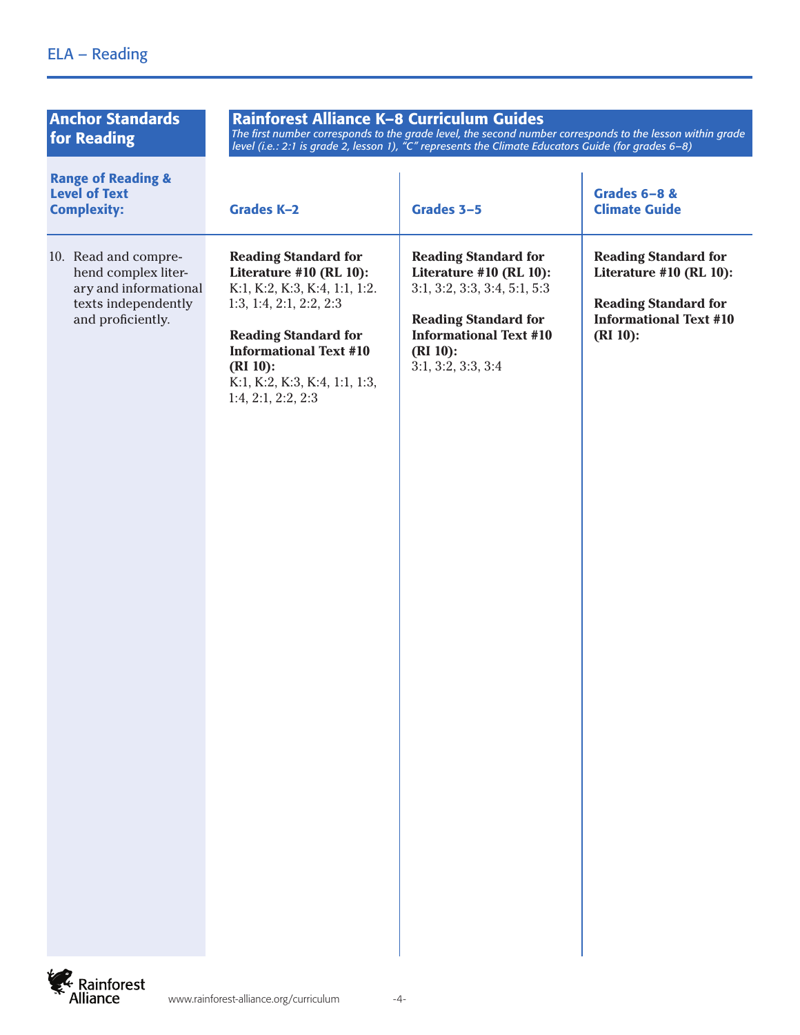# ELA – Reading

| Anchor Standards for Reading | Rainforest Alliance K–8 Curriculum Guides *The first number corresponds to the grade level, the second number corresponds to the lesson within grade level (i.e.: 2:1 is grade 2, lesson 1), "C" represents the Climate Educators Guide (for grades 6–8)* | | |
|---|---|---|---|
| **Range of Reading & Level of Text Complexity:** | **Grades K–2** | **Grades 3–5** | **Grades 6–8 & Climate Guide** |
| 10. Read and comprehend complex literary and informational texts independently and proficiently. | **Reading Standard for Literature #10 (RL 10):** K:1, K:2, K:3, K:4, 1:1, 1:2. 1:3, 1:4, 2:1, 2:2, 2:3<br><br>**Reading Standard for Informational Text #10 (RI 10):** K:1, K:2, K:3, K:4, 1:1, 1:3, 1:4, 2:1, 2:2, 2:3 | **Reading Standard for Literature #10 (RL 10):** 3:1, 3:2, 3:3, 3:4, 5:1, 5:3<br><br>**Reading Standard for Informational Text #10 (RI 10):** 3:1, 3:2, 3:3, 3:4 | **Reading Standard for Literature #10 (RL 10):**<br><br>**Reading Standard for Informational Text #10 (RI 10):** |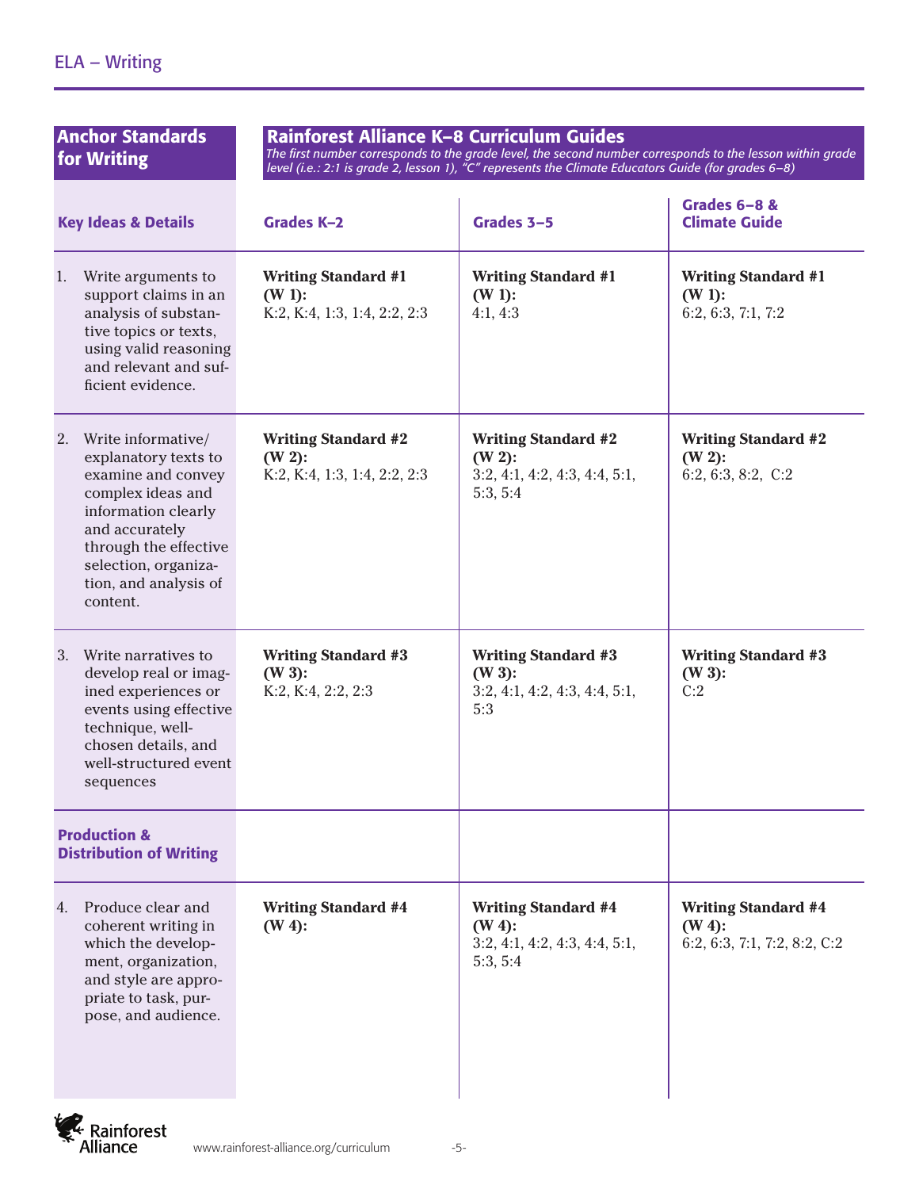## ELA – Writing

| Anchor Standards for Writing | Rainforest Alliance K–8 Curriculum Guides *The first number corresponds to the grade level, the second number corresponds to the lesson within grade level (i.e.: 2:1 is grade 2, lesson 1), "C" represents the Climate Educators Guide (for grades 6–8)* | | |
|---|---|---|---|
| **Key Ideas & Details** | **Grades K–2** | **Grades 3–5** | **Grades 6–8 & Climate Guide** |
| 1. Write arguments to support claims in an analysis of substantive topics or texts, using valid reasoning and relevant and sufficient evidence. | **Writing Standard #1 (W 1):** K:2, K:4, 1:3, 1:4, 2:2, 2:3 | **Writing Standard #1 (W 1):** 4:1, 4:3 | **Writing Standard #1 (W 1):** 6:2, 6:3, 7:1, 7:2 |
| 2. Write informative/explanatory texts to examine and convey complex ideas and information clearly and accurately through the effective selection, organization, and analysis of content. | **Writing Standard #2 (W 2):** K:2, K:4, 1:3, 1:4, 2:2, 2:3 | **Writing Standard #2 (W 2):** 3:2, 4:1, 4:2, 4:3, 4:4, 5:1, 5:3, 5:4 | **Writing Standard #2 (W 2):** 6:2, 6:3, 8:2, C:2 |
| 3. Write narratives to develop real or imagined experiences or events using effective technique, well-chosen details, and well-structured event sequences | **Writing Standard #3 (W 3):** K:2, K:4, 2:2, 2:3 | **Writing Standard #3 (W 3):** 3:2, 4:1, 4:2, 4:3, 4:4, 5:1, 5:3 | **Writing Standard #3 (W 3):** C:2 |
| **Production & Distribution of Writing** | | | |
| 4. Produce clear and coherent writing in which the development, organization, and style are appropriate to task, purpose, and audience. | **Writing Standard #4 (W 4):** | **Writing Standard #4 (W 4):** 3:2, 4:1, 4:2, 4:3, 4:4, 5:1, 5:3, 5:4 | **Writing Standard #4 (W 4):** 6:2, 6:3, 7:1, 7:2, 8:2, C:2 |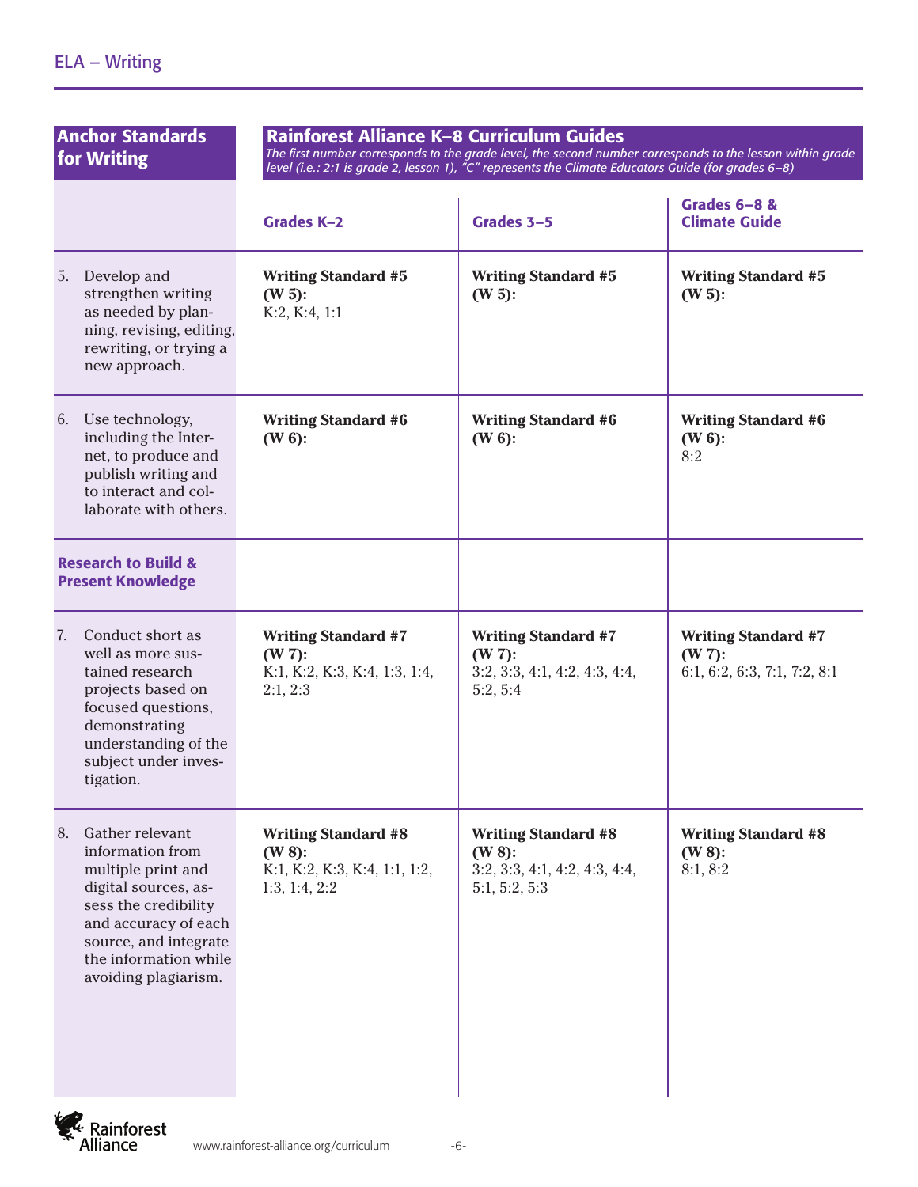## ELA – Writing

| Anchor Standards for Writing | Rainforest Alliance K–8 Curriculum Guides<br>*The first number corresponds to the grade level, the second number corresponds to the lesson within grade level (i.e.: 2:1 is grade 2, lesson 1), "C" represents the Climate Educators Guide (for grades 6–8)* | | |
|---|---|---|---|
| | **Grades K–2** | **Grades 3–5** | **Grades 6–8 & Climate Guide** |
| 5. Develop and strengthen writing as needed by planning, revising, editing, rewriting, or trying a new approach. | **Writing Standard #5 (W 5):**<br>K:2, K:4, 1:1 | **Writing Standard #5 (W 5):** | **Writing Standard #5 (W 5):** |
| 6. Use technology, including the Internet, to produce and publish writing and to interact and collaborate with others. | **Writing Standard #6 (W 6):** | **Writing Standard #6 (W 6):** | **Writing Standard #6 (W 6):**<br>8:2 |
| **Research to Build & Present Knowledge** | | | |
| 7. Conduct short as well as more sustained research projects based on focused questions, demonstrating understanding of the subject under investigation. | **Writing Standard #7 (W 7):**<br>K:1, K:2, K:3, K:4, 1:3, 1:4, 2:1, 2:3 | **Writing Standard #7 (W 7):**<br>3:2, 3:3, 4:1, 4:2, 4:3, 4:4, 5:2, 5:4 | **Writing Standard #7 (W 7):**<br>6:1, 6:2, 6:3, 7:1, 7:2, 8:1 |
| 8. Gather relevant information from multiple print and digital sources, assess the credibility and accuracy of each source, and integrate the information while avoiding plagiarism. | **Writing Standard #8 (W 8):**<br>K:1, K:2, K:3, K:4, 1:1, 1:2, 1:3, 1:4, 2:2 | **Writing Standard #8 (W 8):**<br>3:2, 3:3, 4:1, 4:2, 4:3, 4:4, 5:1, 5:2, 5:3 | **Writing Standard #8 (W 8):**<br>8:1, 8:2 |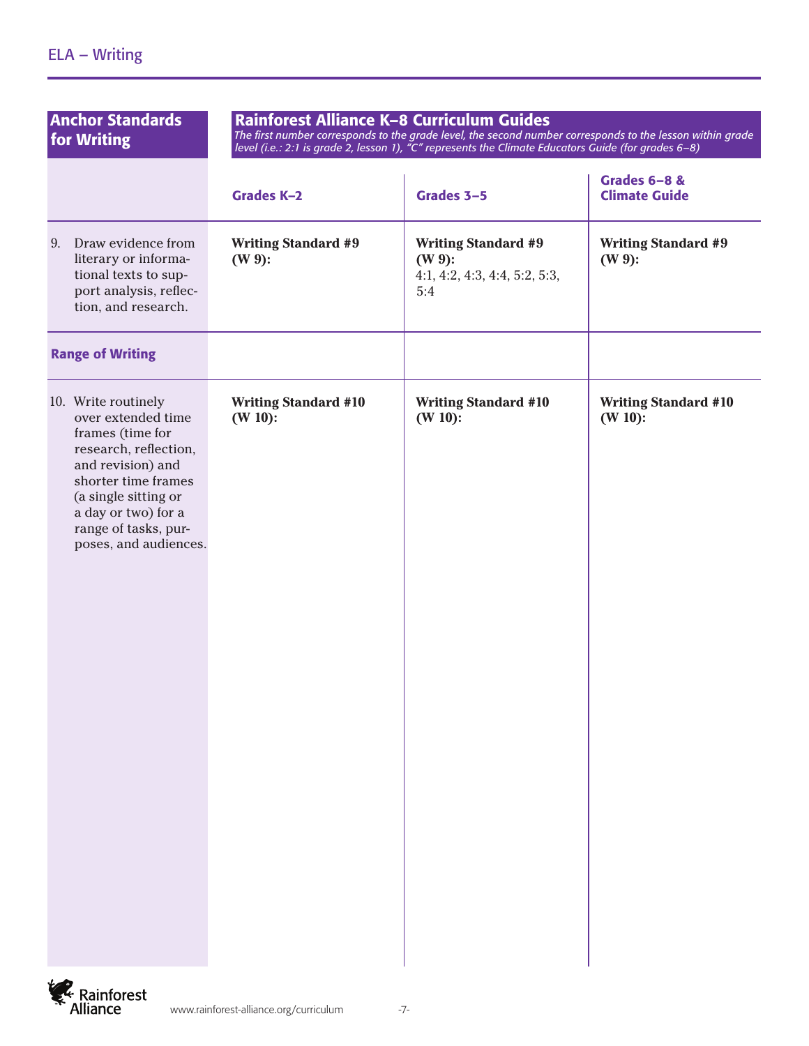## ELA – Writing

| Anchor Standards for Writing | Rainforest Alliance K–8 Curriculum Guides<br>*The first number corresponds to the grade level, the second number corresponds to the lesson within grade level (i.e.: 2:1 is grade 2, lesson 1), "C" represents the Climate Educators Guide (for grades 6–8)* | | |
|---|---|---|---|
| | **Grades K–2** | **Grades 3–5** | **Grades 6–8 & Climate Guide** |
| 9. Draw evidence from literary or informational texts to support analysis, reflection, and research. | **Writing Standard #9 (W 9):** | **Writing Standard #9 (W 9):** 4:1, 4:2, 4:3, 4:4, 5:2, 5:3, 5:4 | **Writing Standard #9 (W 9):** |
| **Range of Writing** | | | |
| 10. Write routinely over extended time frames (time for research, reflection, and revision) and shorter time frames (a single sitting or a day or two) for a range of tasks, purposes, and audiences. | **Writing Standard #10 (W 10):** | **Writing Standard #10 (W 10):** | **Writing Standard #10 (W 10):** |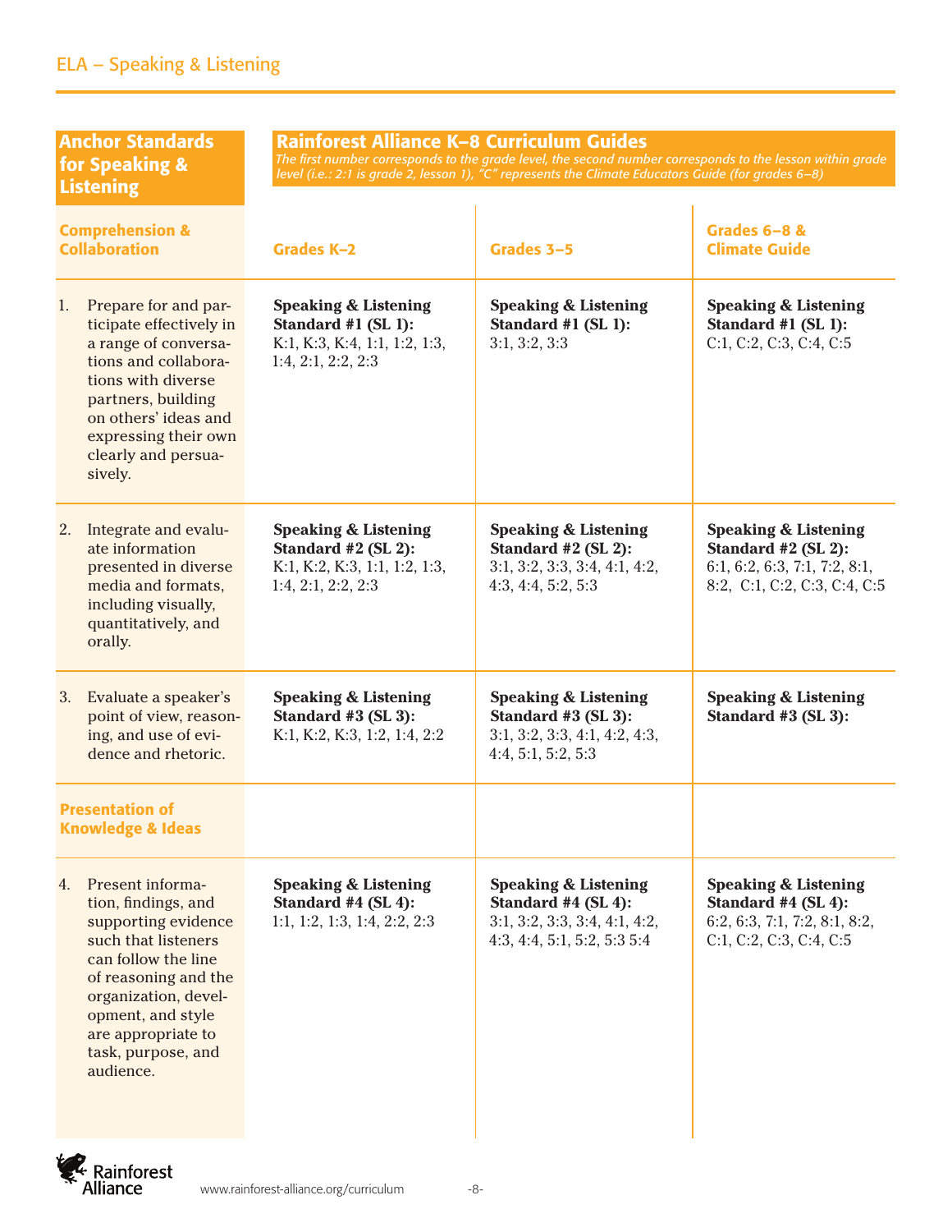# ELA – Speaking & Listening

| Anchor Standards for Speaking & Listening | Rainforest Alliance K–8 Curriculum Guides *The first number corresponds to the grade level, the second number corresponds to the lesson within grade level (i.e.: 2:1 is grade 2, lesson 1), "C" represents the Climate Educators Guide (for grades 6–8)* | | |
|---|---|---|---|
| **Comprehension & Collaboration** | **Grades K–2** | **Grades 3–5** | **Grades 6–8 & Climate Guide** |
| 1. Prepare for and participate effectively in a range of conversations and collaborations with diverse partners, building on others' ideas and expressing their own clearly and persuasively. | **Speaking & Listening Standard #1 (SL 1):** K:1, K:3, K:4, 1:1, 1:2, 1:3, 1:4, 2:1, 2:2, 2:3 | **Speaking & Listening Standard #1 (SL 1):** 3:1, 3:2, 3:3 | **Speaking & Listening Standard #1 (SL 1):** C:1, C:2, C:3, C:4, C:5 |
| 2. Integrate and evaluate information presented in diverse media and formats, including visually, quantitatively, and orally. | **Speaking & Listening Standard #2 (SL 2):** K:1, K:2, K:3, 1:1, 1:2, 1:3, 1:4, 2:1, 2:2, 2:3 | **Speaking & Listening Standard #2 (SL 2):** 3:1, 3:2, 3:3, 3:4, 4:1, 4:2, 4:3, 4:4, 5:2, 5:3 | **Speaking & Listening Standard #2 (SL 2):** 6:1, 6:2, 6:3, 7:1, 7:2, 8:1, 8:2, C:1, C:2, C:3, C:4, C:5 |
| 3. Evaluate a speaker's point of view, reasoning, and use of evidence and rhetoric. | **Speaking & Listening Standard #3 (SL 3):** K:1, K:2, K:3, 1:2, 1:4, 2:2 | **Speaking & Listening Standard #3 (SL 3):** 3:1, 3:2, 3:3, 4:1, 4:2, 4:3, 4:4, 5:1, 5:2, 5:3 | **Speaking & Listening Standard #3 (SL 3):** |
| **Presentation of Knowledge & Ideas** | | | |
| 4. Present information, findings, and supporting evidence such that listeners can follow the line of reasoning and the organization, development, and style are appropriate to task, purpose, and audience. | **Speaking & Listening Standard #4 (SL 4):** 1:1, 1:2, 1:3, 1:4, 2:2, 2:3 | **Speaking & Listening Standard #4 (SL 4):** 3:1, 3:2, 3:3, 3:4, 4:1, 4:2, 4:3, 4:4, 5:1, 5:2, 5:3 5:4 | **Speaking & Listening Standard #4 (SL 4):** 6:2, 6:3, 7:1, 7:2, 8:1, 8:2, C:1, C:2, C:3, C:4, C:5 |

Rainforest Alliance

www.rainforest-alliance.org/curriculum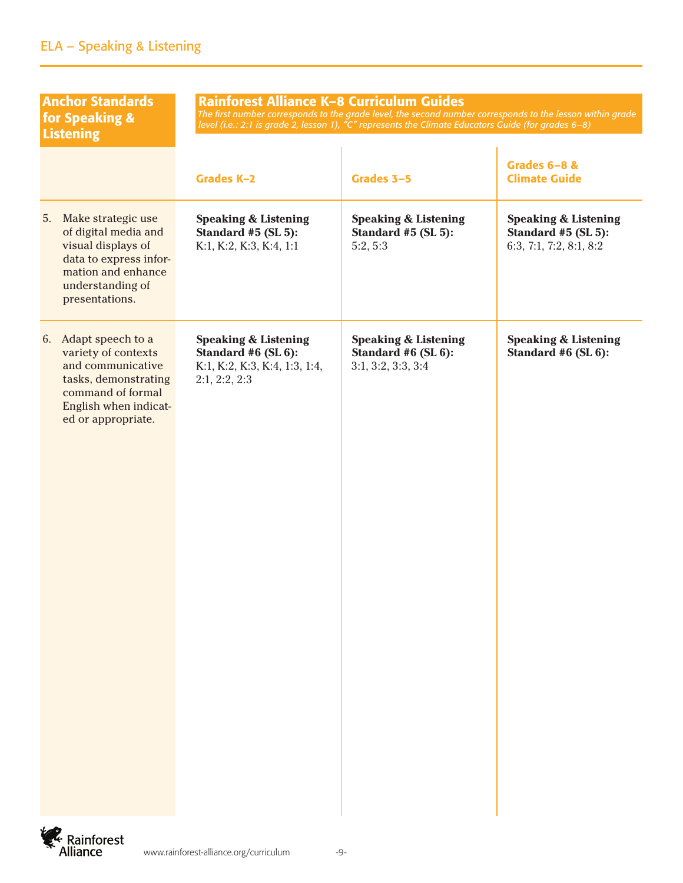## ELA – Speaking & Listening

| Anchor Standards for Speaking & Listening | Rainforest Alliance K–8 Curriculum Guides *The first number corresponds to the grade level, the second number corresponds to the lesson within grade level (i.e.: 2:1 is grade 2, lesson 1), "C" represents the Climate Educators Guide (for grades 6–8)* | | |
|---|---|---|---|
| | **Grades K–2** | **Grades 3–5** | **Grades 6–8 & Climate Guide** |
| 5. Make strategic use of digital media and visual displays of data to express information and enhance understanding of presentations. | **Speaking & Listening Standard #5 (SL 5):** K:1, K:2, K:3, K:4, 1:1 | **Speaking & Listening Standard #5 (SL 5):** 5:2, 5:3 | **Speaking & Listening Standard #5 (SL 5):** 6:3, 7:1, 7:2, 8:1, 8:2 |
| 6. Adapt speech to a variety of contexts and communicative tasks, demonstrating command of formal English when indicated or appropriate. | **Speaking & Listening Standard #6 (SL 6):** K:1, K:2, K:3, K:4, 1:3, 1:4, 2:1, 2:2, 2:3 | **Speaking & Listening Standard #6 (SL 6):** 3:1, 3:2, 3:3, 3:4 | **Speaking & Listening Standard #6 (SL 6):** |

Rainforest Alliance

www.rainforest-alliance.org/curriculum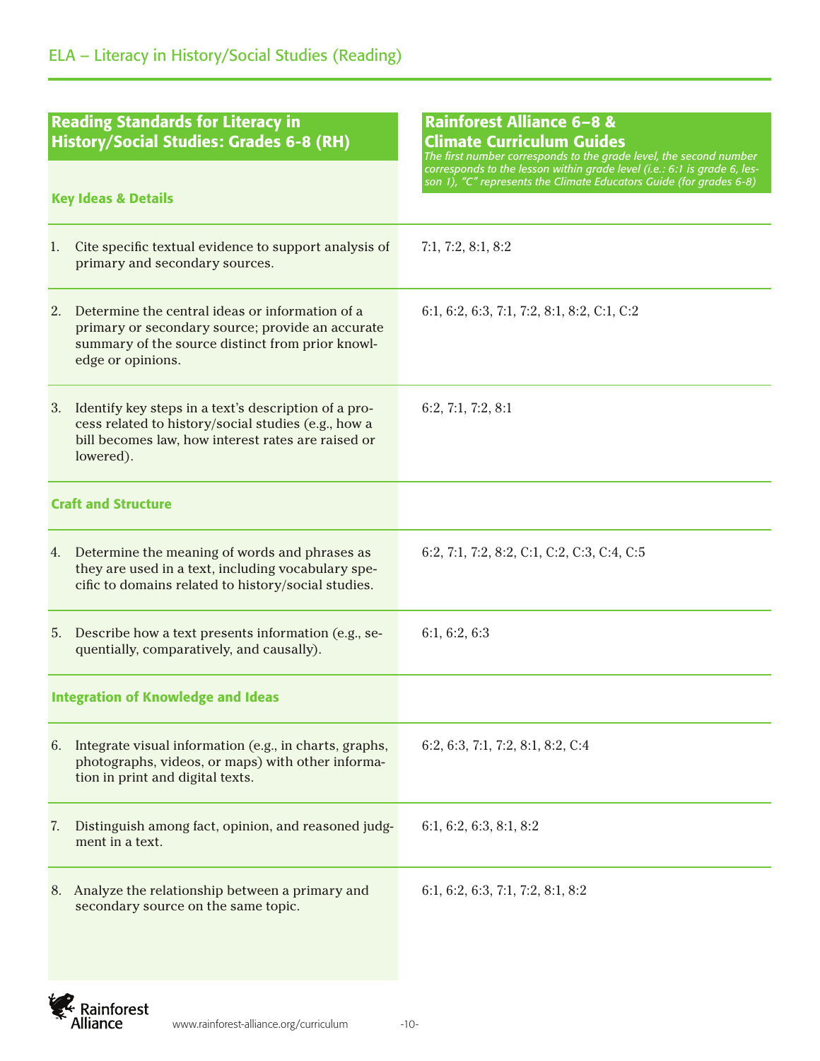# ELA – Literacy in History/Social Studies (Reading)

| Reading Standards for Literacy in History/Social Studies: Grades 6-8 (RH) | Rainforest Alliance 6–8 & Climate Curriculum Guides<br>*The first number corresponds to the grade level, the second number corresponds to the lesson within grade level (i.e.: 6:1 is grade 6, lesson 1), "C" represents the Climate Educators Guide (for grades 6-8)* |
|---|---|
| **Key Ideas & Details** | |
| 1. Cite specific textual evidence to support analysis of primary and secondary sources. | 7:1, 7:2, 8:1, 8:2 |
| 2. Determine the central ideas or information of a primary or secondary source; provide an accurate summary of the source distinct from prior knowledge or opinions. | 6:1, 6:2, 6:3, 7:1, 7:2, 8:1, 8:2, C:1, C:2 |
| 3. Identify key steps in a text's description of a process related to history/social studies (e.g., how a bill becomes law, how interest rates are raised or lowered). | 6:2, 7:1, 7:2, 8:1 |
| **Craft and Structure** | |
| 4. Determine the meaning of words and phrases as they are used in a text, including vocabulary specific to domains related to history/social studies. | 6:2, 7:1, 7:2, 8:2, C:1, C:2, C:3, C:4, C:5 |
| 5. Describe how a text presents information (e.g., sequentially, comparatively, and causally). | 6:1, 6:2, 6:3 |
| **Integration of Knowledge and Ideas** | |
| 6. Integrate visual information (e.g., in charts, graphs, photographs, videos, or maps) with other information in print and digital texts. | 6:2, 6:3, 7:1, 7:2, 8:1, 8:2, C:4 |
| 7. Distinguish among fact, opinion, and reasoned judgment in a text. | 6:1, 6:2, 6:3, 8:1, 8:2 |
| 8. Analyze the relationship between a primary and secondary source on the same topic. | 6:1, 6:2, 6:3, 7:1, 7:2, 8:1, 8:2 |

Rainforest Alliance www.rainforest-alliance.org/curriculum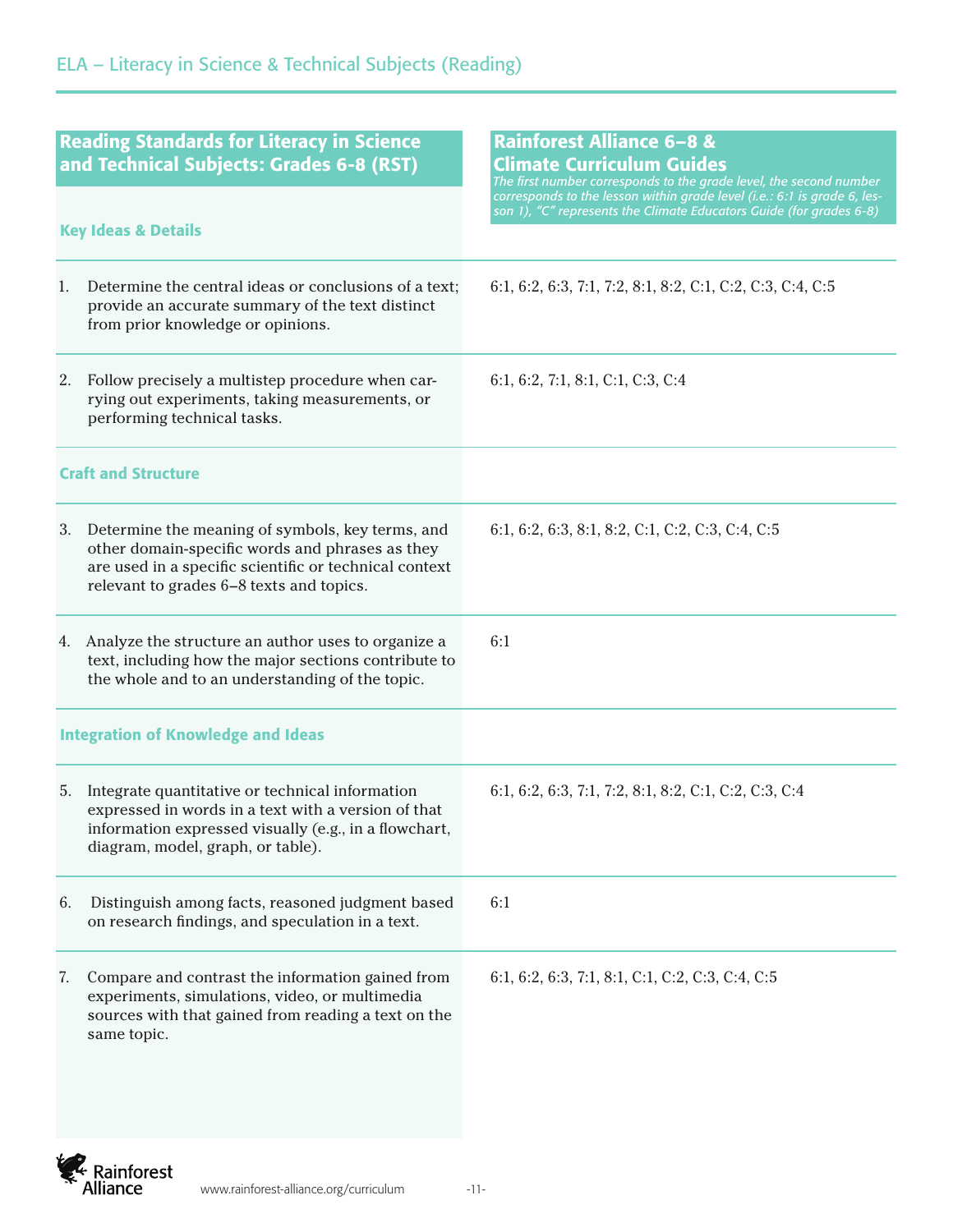# ELA – Literacy in Science & Technical Subjects (Reading)

| Reading Standards for Literacy in Science and Technical Subjects: Grades 6-8 (RST) | Rainforest Alliance 6–8 & Climate Curriculum Guides<br>*The first number corresponds to the grade level, the second number corresponds to the lesson within grade level (i.e.: 6:1 is grade 6, lesson 1), "C" represents the Climate Educators Guide (for grades 6-8)* |
|---|---|
| **Key Ideas & Details** | |
| 1. Determine the central ideas or conclusions of a text; provide an accurate summary of the text distinct from prior knowledge or opinions. | 6:1, 6:2, 6:3, 7:1, 7:2, 8:1, 8:2, C:1, C:2, C:3, C:4, C:5 |
| 2. Follow precisely a multistep procedure when carrying out experiments, taking measurements, or performing technical tasks. | 6:1, 6:2, 7:1, 8:1, C:1, C:3, C:4 |
| **Craft and Structure** | |
| 3. Determine the meaning of symbols, key terms, and other domain-specific words and phrases as they are used in a specific scientific or technical context relevant to grades 6–8 texts and topics. | 6:1, 6:2, 6:3, 8:1, 8:2, C:1, C:2, C:3, C:4, C:5 |
| 4. Analyze the structure an author uses to organize a text, including how the major sections contribute to the whole and to an understanding of the topic. | 6:1 |
| **Integration of Knowledge and Ideas** | |
| 5. Integrate quantitative or technical information expressed in words in a text with a version of that information expressed visually (e.g., in a flowchart, diagram, model, graph, or table). | 6:1, 6:2, 6:3, 7:1, 7:2, 8:1, 8:2, C:1, C:2, C:3, C:4 |
| 6. Distinguish among facts, reasoned judgment based on research findings, and speculation in a text. | 6:1 |
| 7. Compare and contrast the information gained from experiments, simulations, video, or multimedia sources with that gained from reading a text on the same topic. | 6:1, 6:2, 6:3, 7:1, 8:1, C:1, C:2, C:3, C:4, C:5 |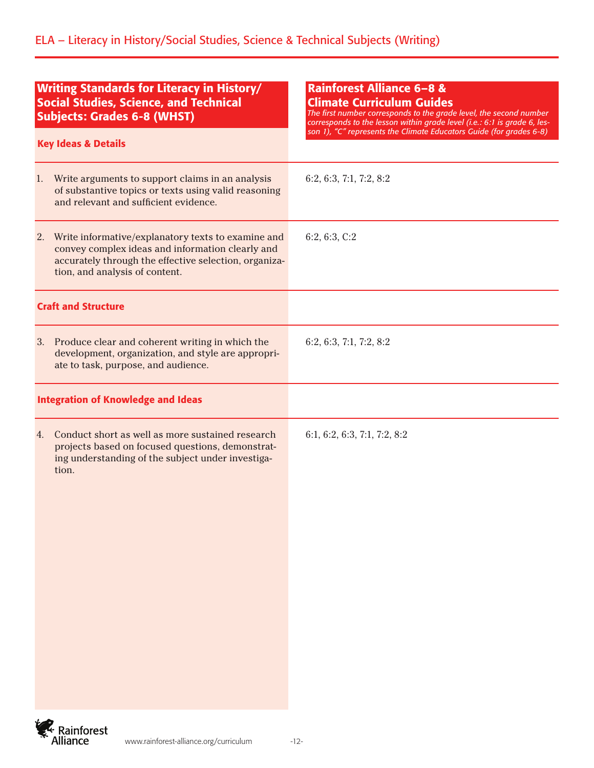## ELA – Literacy in History/Social Studies, Science & Technical Subjects (Writing)

| Writing Standards for Literacy in History/Social Studies, Science, and Technical Subjects: Grades 6-8 (WHST) | Rainforest Alliance 6–8 & Climate Curriculum Guides *The first number corresponds to the grade level, the second number corresponds to the lesson within grade level (i.e.: 6:1 is grade 6, lesson 1), "C" represents the Climate Educators Guide (for grades 6-8)* |
|---|---|
| **Key Ideas & Details** | |
| 1. Write arguments to support claims in an analysis of substantive topics or texts using valid reasoning and relevant and sufficient evidence. | 6:2, 6:3, 7:1, 7:2, 8:2 |
| 2. Write informative/explanatory texts to examine and convey complex ideas and information clearly and accurately through the effective selection, organization, and analysis of content. | 6:2, 6:3, C:2 |
| **Craft and Structure** | |
| 3. Produce clear and coherent writing in which the development, organization, and style are appropriate to task, purpose, and audience. | 6:2, 6:3, 7:1, 7:2, 8:2 |
| **Integration of Knowledge and Ideas** | |
| 4. Conduct short as well as more sustained research projects based on focused questions, demonstrating understanding of the subject under investigation. | 6:1, 6:2, 6:3, 7:1, 7:2, 8:2 |

Rainforest Alliance

www.rainforest-alliance.org/curriculum